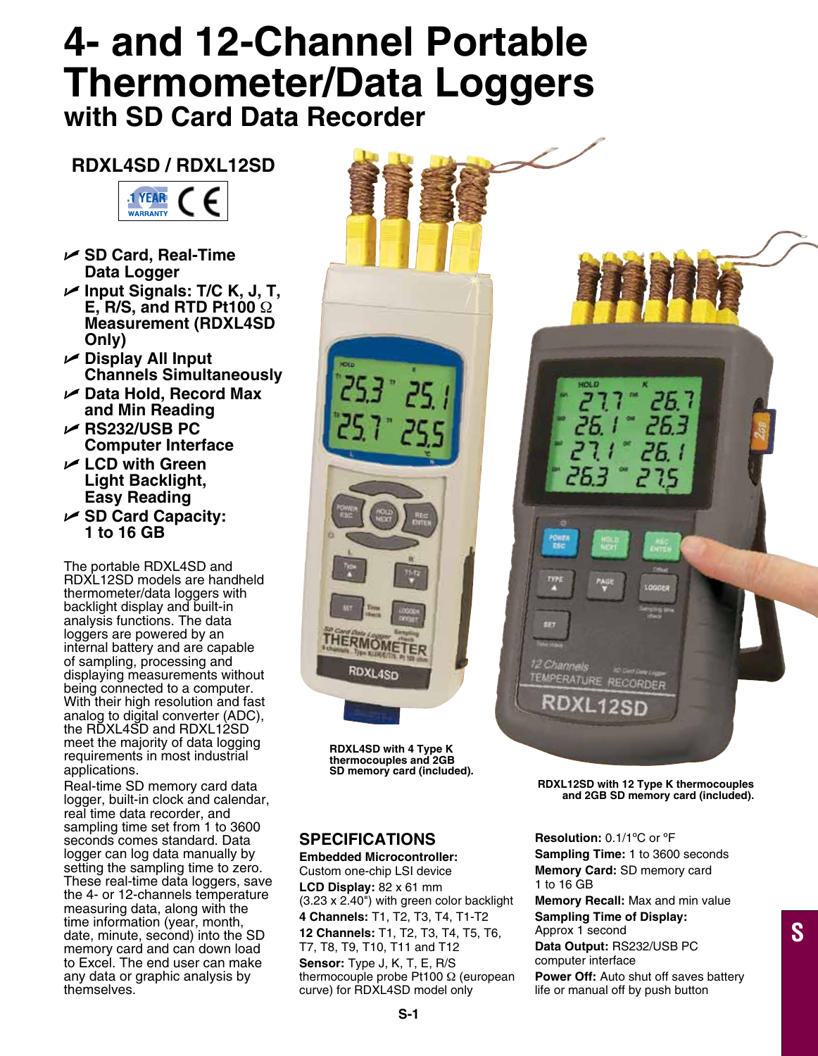# 4- and 12-Channel Portable Thermometer/Data Loggers

## with SD Card Data Recorder

### RDXL4SD / RDXL12SD

1 YEAR WARRANTY CE

- SD Card, Real-Time Data Logger
- Input Signals: T/C K, J, T, E, R/S, and RTD Pt100 Ω Measurement (RDXL4SD Only)
- Display All Input Channels Simultaneously
- Data Hold, Record Max and Min Reading
- RS232/USB PC Computer Interface
- LCD with Green Light Backlight, Easy Reading
- SD Card Capacity: 1 to 16 GB

The portable RDXL4SD and RDXL12SD models are handheld thermometer/data loggers with backlight display and built-in analysis functions. The data loggers are powered by an internal battery and are capable of sampling, processing and displaying measurements without being connected to a computer. With their high resolution and fast analog to digital converter (ADC), the RDXL4SD and RDXL12SD meet the majority of data logging requirements in most industrial applications.

Real-time SD memory card data logger, built-in clock and calendar, real time data recorder, and sampling time set from 1 to 3600 seconds comes standard. Data logger can log data manually by setting the sampling time to zero. These real-time data loggers, save the 4- or 12-channels temperature measuring data, along with the time information (year, month, date, minute, second) into the SD memory card and can down load to Excel. The end user can make any data or graphic analysis by themselves.

RDXL4SD with 4 Type K thermocouples and 2GB SD memory card (included).

RDXL12SD with 12 Type K thermocouples and 2GB SD memory card (included).

## SPECIFICATIONS

**Embedded Microcontroller:** Custom one-chip LSI device

**LCD Display:** 82 x 61 mm (3.23 x 2.40") with green color backlight

**4 Channels:** T1, T2, T3, T4, T1-T2

**12 Channels:** T1, T2, T3, T4, T5, T6, T7, T8, T9, T10, T11 and T12

**Sensor:** Type J, K, T, E, R/S thermocouple probe Pt100 Ω (european curve) for RDXL4SD model only

**Resolution:** 0.1/1°C or °F

**Sampling Time:** 1 to 3600 seconds

**Memory Card:** SD memory card 1 to 16 GB

**Memory Recall:** Max and min value

**Sampling Time of Display:** Approx 1 second

**Data Output:** RS232/USB PC computer interface

**Power Off:** Auto shut off saves battery life or manual off by push button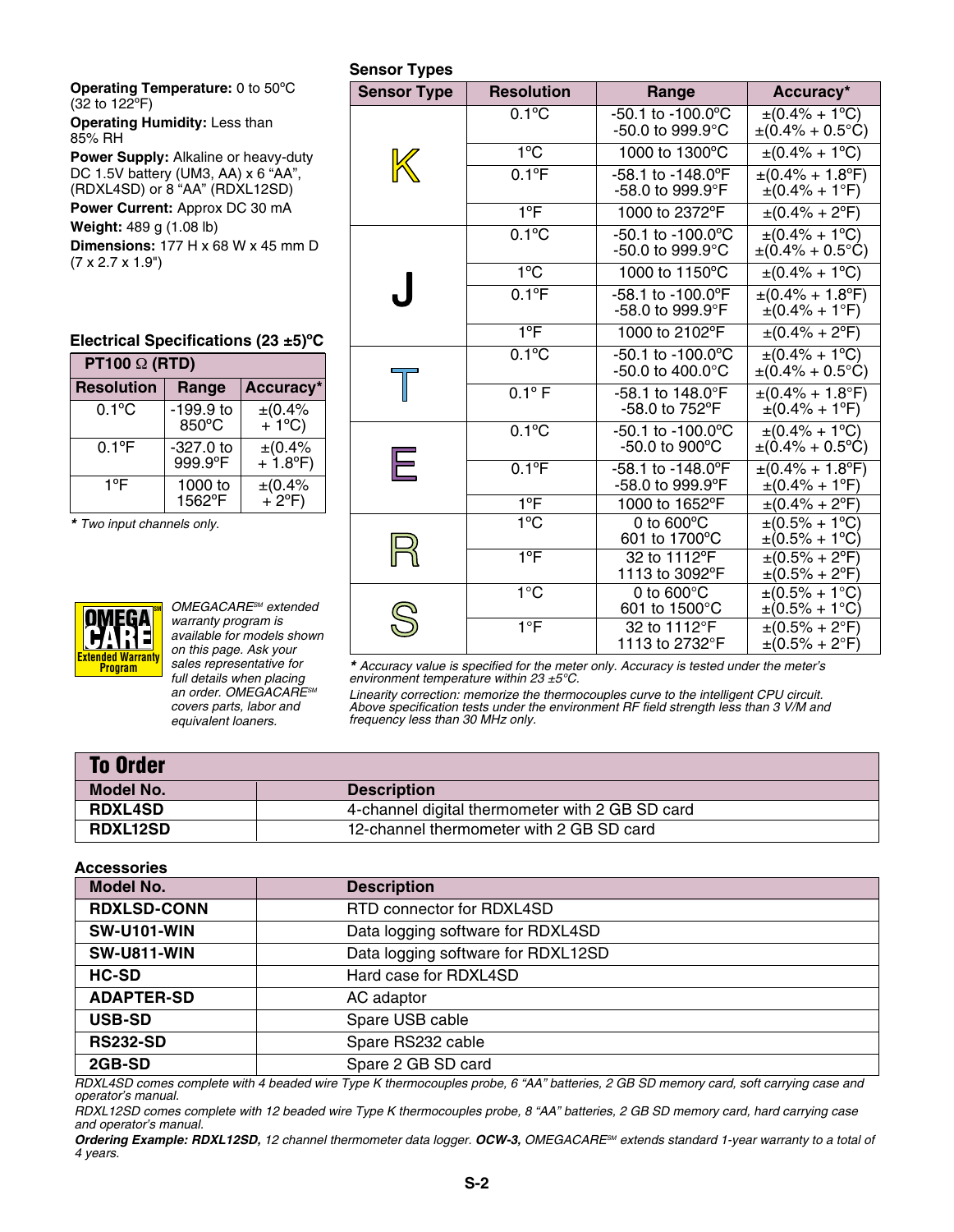**Operating Temperature:** 0 to 50°C (32 to 122°F)

**Operating Humidity:** Less than 85% RH

**Power Supply:** Alkaline or heavy-duty DC 1.5V battery (UM3, AA) x 6 "AA", (RDXL4SD) or 8 "AA" (RDXL12SD)

**Power Current:** Approx DC 30 mA

**Weight:** 489 g (1.08 lb)

**Dimensions:** 177 H x 68 W x 45 mm D (7 x 2.7 x 1.9")

### Electrical Specifications (23 ±5)°C

| PT100 Ω (RTD) | | |
|---|---|---|
| **Resolution** | **Range** | **Accuracy*** |
| 0.1°C | -199.9 to 850°C | ±(0.4% + 1°C) |
| 0.1°F | -327.0 to 999.9°F | ±(0.4% + 1.8°F) |
| 1°F | 1000 to 1562°F | ±(0.4% + 2°F) |

*\* Two input channels only.*

OMEGACARE℠ Extended Warranty Program

*OMEGACARE℠ extended warranty program is available for models shown on this page. Ask your sales representative for full details when placing an order. OMEGACARE℠ covers parts, labor and equivalent loaners.*

### Sensor Types

| Sensor Type | Resolution | Range | Accuracy* |
|---|---|---|---|
| K | 0.1°C | -50.1 to -100.0°C<br>-50.0 to 999.9°C | ±(0.4% + 1°C)<br>±(0.4% + 0.5°C) |
| | 1°C | 1000 to 1300°C | ±(0.4% + 1°C) |
| | 0.1°F | -58.1 to -148.0°F<br>-58.0 to 999.9°F | ±(0.4% + 1.8°F)<br>±(0.4% + 1°F) |
| | 1°F | 1000 to 2372°F | ±(0.4% + 2°F) |
| J | 0.1°C | -50.1 to -100.0°C<br>-50.0 to 999.9°C | ±(0.4% + 1°C)<br>±(0.4% + 0.5°C) |
| | 1°C | 1000 to 1150°C | ±(0.4% + 1°C) |
| | 0.1°F | -58.1 to -100.0°F<br>-58.0 to 999.9°F | ±(0.4% + 1.8°F)<br>±(0.4% + 1°F) |
| | 1°F | 1000 to 2102°F | ±(0.4% + 2°F) |
| T | 0.1°C | -50.1 to -100.0°C<br>-50.0 to 400.0°C | ±(0.4% + 1°C)<br>±(0.4% + 0.5°C) |
| | 0.1° F | -58.1 to 148.0°F<br>-58.0 to 752°F | ±(0.4% + 1.8°F)<br>±(0.4% + 1°F) |
| E | 0.1°C | -50.1 to -100.0°C<br>-50.0 to 900°C | ±(0.4% + 1°C)<br>±(0.4% + 0.5°C) |
| | 0.1°F | -58.1 to -148.0°F<br>-58.0 to 999.9°F | ±(0.4% + 1.8°F)<br>±(0.4% + 1°F) |
| | 1°F | 1000 to 1652°F | ±(0.4% + 2°F) |
| R | 1°C | 0 to 600°C<br>601 to 1700°C | ±(0.5% + 1°C)<br>±(0.5% + 1°C) |
| | 1°F | 32 to 1112°F<br>1113 to 3092°F | ±(0.5% + 2°F)<br>±(0.5% + 2°F) |
| S | 1°C | 0 to 600°C<br>601 to 1500°C | ±(0.5% + 1°C)<br>±(0.5% + 1°C) |
| | 1°F | 32 to 1112°F<br>1113 to 2732°F | ±(0.5% + 2°F)<br>±(0.5% + 2°F) |

*\* Accuracy value is specified for the meter only. Accuracy is tested under the meter's environment temperature within 23 ±5°C.*

*Linearity correction: memorize the thermocouples curve to the intelligent CPU circuit. Above specification tests under the environment RF field strength less than 3 V/M and frequency less than 30 MHz only.*

## To Order

| Model No. | Description |
|---|---|
| **RDXL4SD** | 4-channel digital thermometer with 2 GB SD card |
| **RDXL12SD** | 12-channel thermometer with 2 GB SD card |

### Accessories

| Model No. | Description |
|---|---|
| **RDXLSD-CONN** | RTD connector for RDXL4SD |
| **SW-U101-WIN** | Data logging software for RDXL4SD |
| **SW-U811-WIN** | Data logging software for RDXL12SD |
| **HC-SD** | Hard case for RDXL4SD |
| **ADAPTER-SD** | AC adaptor |
| **USB-SD** | Spare USB cable |
| **RS232-SD** | Spare RS232 cable |
| **2GB-SD** | Spare 2 GB SD card |

*RDXL4SD comes complete with 4 beaded wire Type K thermocouples probe, 6 "AA" batteries, 2 GB SD memory card, soft carrying case and operator's manual.*

*RDXL12SD comes complete with 12 beaded wire Type K thermocouples probe, 8 "AA" batteries, 2 GB SD memory card, hard carrying case and operator's manual.*

***Ordering Example: RDXL12SD,** 12 channel thermometer data logger. **OCW-3,** OMEGACARE℠ extends standard 1-year warranty to a total of 4 years.*